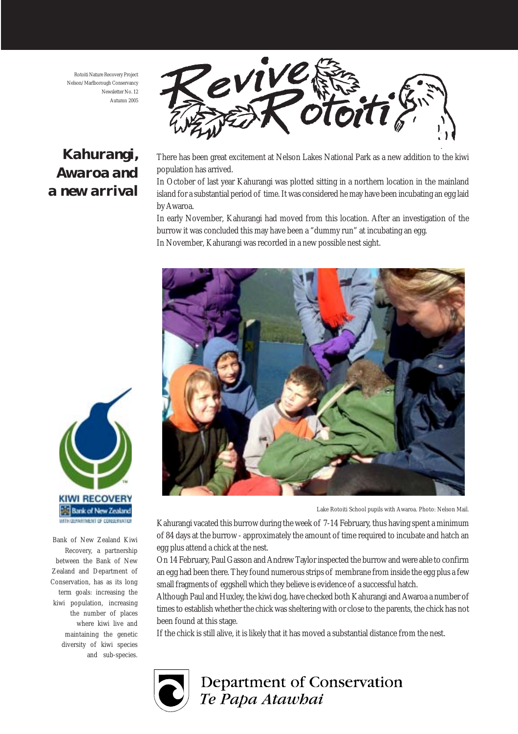Rotoiti Nature Recovery Project
Nelson/Marlborough Conservancy
Newsletter No. 12
Autumn 2005

# Revive Rotoiti

## Kahurangi, Awaroa and a new arrival

There has been great excitement at Nelson Lakes National Park as a new addition to the kiwi population has arrived.

In October of last year Kahurangi was plotted sitting in a northern location in the mainland island for a substantial period of time. It was considered he may have been incubating an egg laid by Awaroa.

In early November, Kahurangi had moved from this location. After an investigation of the burrow it was concluded this may have been a "dummy run" at incubating an egg.

In November, Kahurangi was recorded in a new possible nest sight.

Lake Rotoiti School pupils with Awaroa. Photo: Nelson Mail.

Kahurangi vacated this burrow during the week of 7-14 February, thus having spent a minimum of 84 days at the burrow - approximately the amount of time required to incubate and hatch an egg plus attend a chick at the nest.

On 14 February, Paul Gasson and Andrew Taylor inspected the burrow and were able to confirm an egg had been there. They found numerous strips of membrane from inside the egg plus a few small fragments of eggshell which they believe is evidence of a successful hatch.

Although Paul and Huxley, the kiwi dog, have checked both Kahurangi and Awaroa a number of times to establish whether the chick was sheltering with or close to the parents, the chick has not been found at this stage.

If the chick is still alive, it is likely that it has moved a substantial distance from the nest.

KIWI RECOVERY
Bank of New Zealand
WITH DEPARTMENT OF CONSERVATION

Bank of New Zealand Kiwi Recovery, a partnership between the Bank of New Zealand and Department of Conservation, has as its long term goals: increasing the kiwi population, increasing the number of places where kiwi live and maintaining the genetic diversity of kiwi species and sub-species.

Department of Conservation
*Te Papa Atawhai*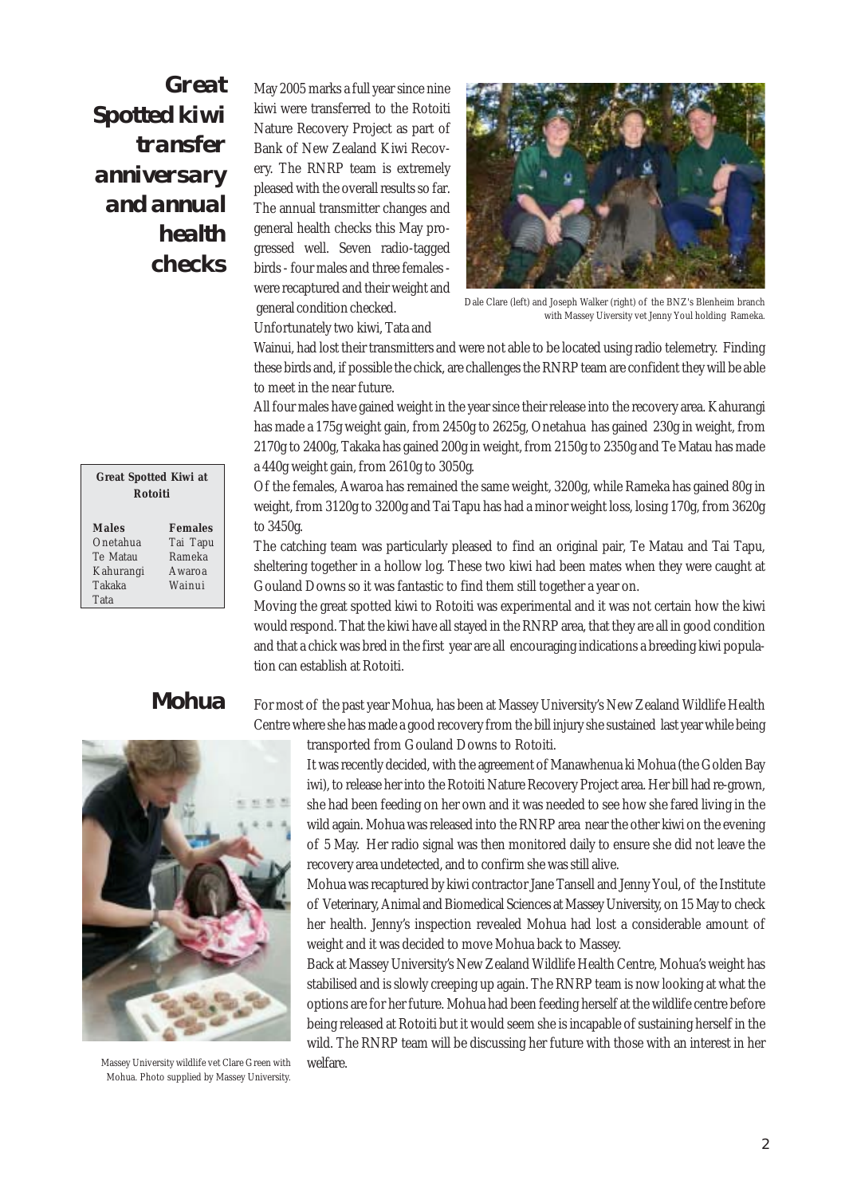## Great Spotted kiwi transfer anniversary and annual health checks

May 2005 marks a full year since nine kiwi were transferred to the Rotoiti Nature Recovery Project as part of Bank of New Zealand Kiwi Recovery. The RNRP team is extremely pleased with the overall results so far. The annual transmitter changes and general health checks this May progressed well. Seven radio-tagged birds - four males and three females - were recaptured and their weight and general condition checked.

Dale Clare (left) and Joseph Walker (right) of the BNZ's Blenheim branch with Massey Uiversity vet Jenny Youl holding Rameka.

Unfortunately two kiwi, Tata and Wainui, had lost their transmitters and were not able to be located using radio telemetry. Finding these birds and, if possible the chick, are challenges the RNRP team are confident they will be able to meet in the near future.

All four males have gained weight in the year since their release into the recovery area. Kahurangi has made a 175g weight gain, from 2450g to 2625g, Onetahua has gained 230g in weight, from 2170g to 2400g, Takaka has gained 200g in weight, from 2150g to 2350g and Te Matau has made a 440g weight gain, from 2610g to 3050g.

Of the females, Awaroa has remained the same weight, 3200g, while Rameka has gained 80g in weight, from 3120g to 3200g and Tai Tapu has had a minor weight loss, losing 170g, from 3620g to 3450g.

The catching team was particularly pleased to find an original pair, Te Matau and Tai Tapu, sheltering together in a hollow log. These two kiwi had been mates when they were caught at Gouland Downs so it was fantastic to find them still together a year on.

Moving the great spotted kiwi to Rotoiti was experimental and it was not certain how the kiwi would respond. That the kiwi have all stayed in the RNRP area, that they are all in good condition and that a chick was bred in the first year are all encouraging indications a breeding kiwi population can establish at Rotoiti.

**Great Spotted Kiwi at Rotoiti**

| Males | Females |
|---|---|
| Onetahua | Tai Tapu |
| Te Matau | Rameka |
| Kahurangi | Awaroa |
| Takaka | Wainui |
| Tata | |

## Mohua

For most of the past year Mohua, has been at Massey University's New Zealand Wildlife Health Centre where she has made a good recovery from the bill injury she sustained last year while being transported from Gouland Downs to Rotoiti.

It was recently decided, with the agreement of Manawhenua ki Mohua (the Golden Bay iwi), to release her into the Rotoiti Nature Recovery Project area. Her bill had re-grown, she had been feeding on her own and it was needed to see how she fared living in the wild again. Mohua was released into the RNRP area near the other kiwi on the evening of 5 May. Her radio signal was then monitored daily to ensure she did not leave the recovery area undetected, and to confirm she was still alive.

Mohua was recaptured by kiwi contractor Jane Tansell and Jenny Youl, of the Institute of Veterinary, Animal and Biomedical Sciences at Massey University, on 15 May to check her health. Jenny's inspection revealed Mohua had lost a considerable amount of weight and it was decided to move Mohua back to Massey.

Back at Massey University's New Zealand Wildlife Health Centre, Mohua's weight has stabilised and is slowly creeping up again. The RNRP team is now looking at what the options are for her future. Mohua had been feeding herself at the wildlife centre before being released at Rotoiti but it would seem she is incapable of sustaining herself in the wild. The RNRP team will be discussing her future with those with an interest in her welfare.

Massey University wildlife vet Clare Green with Mohua. Photo supplied by Massey University.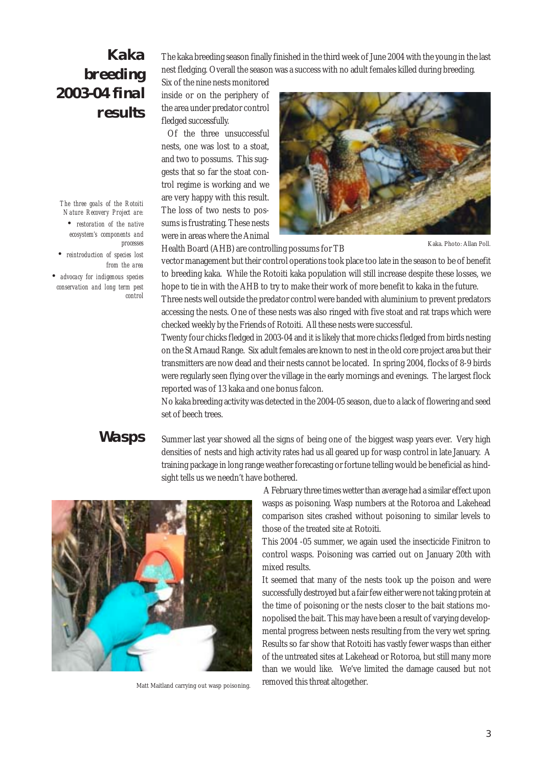## Kaka breeding 2003-04 final results

*The three goals of the Rotoiti Nature Recovery Project are:*

- *restoration of the native ecosystem's components and processes*
- *reintroduction of species lost from the area*
- *advocacy for indigenous species conservation and long term pest control*

The kaka breeding season finally finished in the third week of June 2004 with the young in the last nest fledging. Overall the season was a success with no adult females killed during breeding. Six of the nine nests monitored inside or on the periphery of the area under predator control fledged successfully.

Of the three unsuccessful nests, one was lost to a stoat, and two to possums. This suggests that so far the stoat control regime is working and we are very happy with this result. The loss of two nests to possums is frustrating. These nests were in areas where the Animal Health Board (AHB) are controlling possums for TB vector management but their control operations took place too late in the season to be of benefit to breeding kaka. While the Rotoiti kaka population will still increase despite these losses, we hope to tie in with the AHB to try to make their work of more benefit to kaka in the future.

Kaka. Photo: Allan Poll.

Three nests well outside the predator control were banded with aluminium to prevent predators accessing the nests. One of these nests was also ringed with five stoat and rat traps which were checked weekly by the Friends of Rotoiti. All these nests were successful.

Twenty four chicks fledged in 2003-04 and it is likely that more chicks fledged from birds nesting on the St Arnaud Range. Six adult females are known to nest in the old core project area but their transmitters are now dead and their nests cannot be located. In spring 2004, flocks of 8-9 birds were regularly seen flying over the village in the early mornings and evenings. The largest flock reported was of 13 kaka and one bonus falcon.

No kaka breeding activity was detected in the 2004-05 season, due to a lack of flowering and seed set of beech trees.

## Wasps

Summer last year showed all the signs of being one of the biggest wasp years ever. Very high densities of nests and high activity rates had us all geared up for wasp control in late January. A training package in long range weather forecasting or fortune telling would be beneficial as hindsight tells us we needn't have bothered.

A February three times wetter than average had a similar effect upon wasps as poisoning. Wasp numbers at the Rotoroa and Lakehead comparison sites crashed without poisoning to similar levels to those of the treated site at Rotoiti.

This 2004 -05 summer, we again used the insecticide Finitron to control wasps. Poisoning was carried out on January 20th with mixed results.

It seemed that many of the nests took up the poison and were successfully destroyed but a fair few either were not taking protein at the time of poisoning or the nests closer to the bait stations monopolised the bait. This may have been a result of varying developmental progress between nests resulting from the very wet spring. Results so far show that Rotoiti has vastly fewer wasps than either of the untreated sites at Lakehead or Rotoroa, but still many more than we would like. We've limited the damage caused but not removed this threat altogether.

Matt Maitland carrying out wasp poisoning.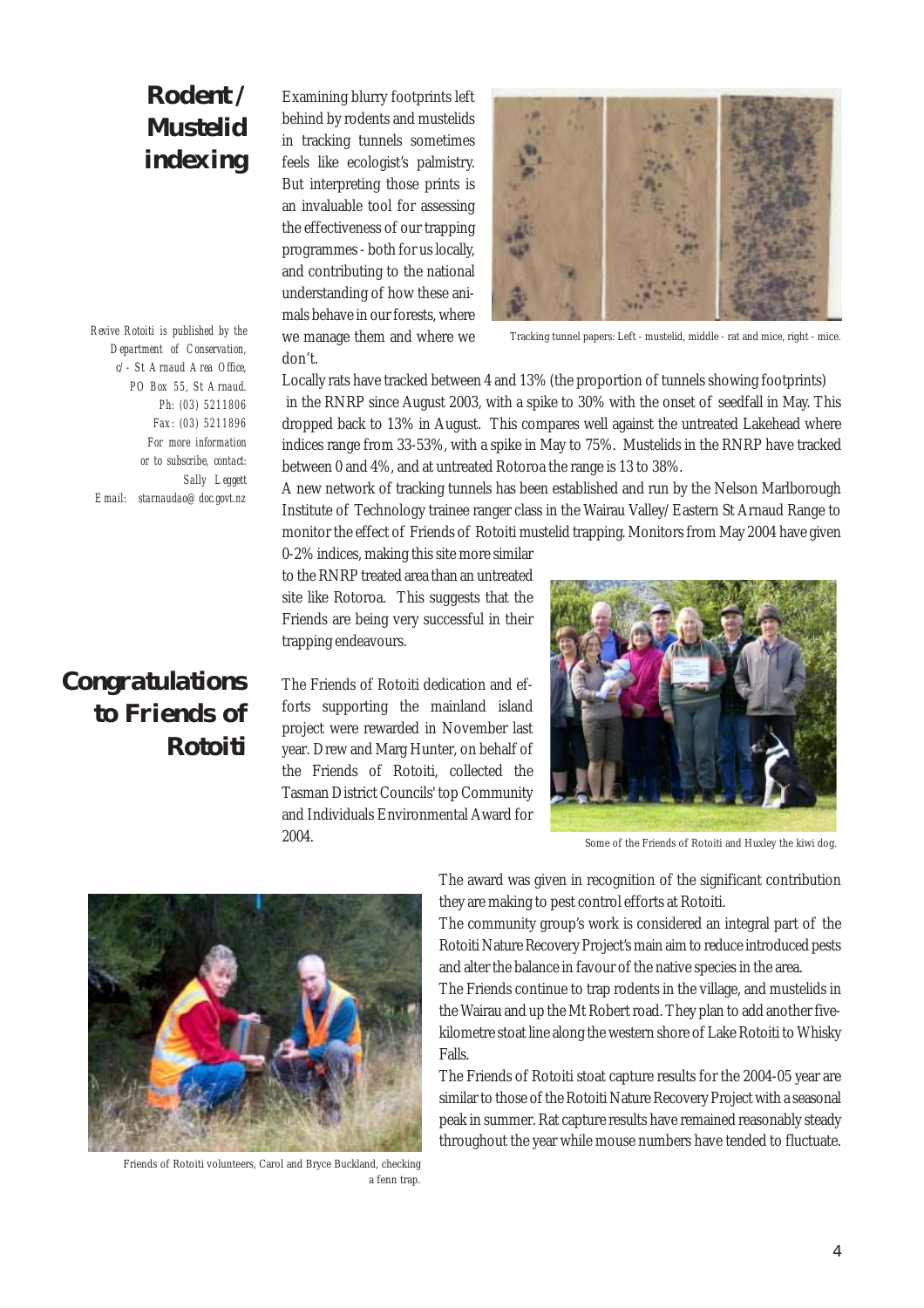## Rodent / Mustelid indexing

*Revive Rotoiti is published by the Department of Conservation, c/- St Arnaud Area Office, PO Box 55, St Arnaud. Ph: (03) 5211806 Fax: (03) 5211896 For more information or to subscribe, contact: Sally Leggett Email: starnaudao@doc.govt.nz*

Examining blurry footprints left behind by rodents and mustelids in tracking tunnels sometimes feels like ecologist's palmistry. But interpreting those prints is an invaluable tool for assessing the effectiveness of our trapping programmes - both for us locally, and contributing to the national understanding of how these animals behave in our forests, where we manage them and where we don't.

Tracking tunnel papers: Left - mustelid, middle - rat and mice, right - mice.

Locally rats have tracked between 4 and 13% (the proportion of tunnels showing footprints) in the RNRP since August 2003, with a spike to 30% with the onset of seedfall in May. This dropped back to 13% in August. This compares well against the untreated Lakehead where indices range from 33-53%, with a spike in May to 75%. Mustelids in the RNRP have tracked between 0 and 4%, and at untreated Rotoroa the range is 13 to 38%.

A new network of tracking tunnels has been established and run by the Nelson Marlborough Institute of Technology trainee ranger class in the Wairau Valley/Eastern St Arnaud Range to monitor the effect of Friends of Rotoiti mustelid trapping. Monitors from May 2004 have given 0-2% indices, making this site more similar to the RNRP treated area than an untreated site like Rotoroa. This suggests that the Friends are being very successful in their trapping endeavours.

## Congratulations to Friends of Rotoiti

The Friends of Rotoiti dedication and efforts supporting the mainland island project were rewarded in November last year. Drew and Marg Hunter, on behalf of the Friends of Rotoiti, collected the Tasman District Councils' top Community and Individuals Environmental Award for 2004.

Some of the Friends of Rotoiti and Huxley the kiwi dog.

The award was given in recognition of the significant contribution they are making to pest control efforts at Rotoiti.

The community group's work is considered an integral part of the Rotoiti Nature Recovery Project's main aim to reduce introduced pests and alter the balance in favour of the native species in the area.

The Friends continue to trap rodents in the village, and mustelids in the Wairau and up the Mt Robert road. They plan to add another five-kilometre stoat line along the western shore of Lake Rotoiti to Whisky Falls.

The Friends of Rotoiti stoat capture results for the 2004-05 year are similar to those of the Rotoiti Nature Recovery Project with a seasonal peak in summer. Rat capture results have remained reasonably steady throughout the year while mouse numbers have tended to fluctuate.

Friends of Rotoiti volunteers, Carol and Bryce Buckland, checking a fenn trap.